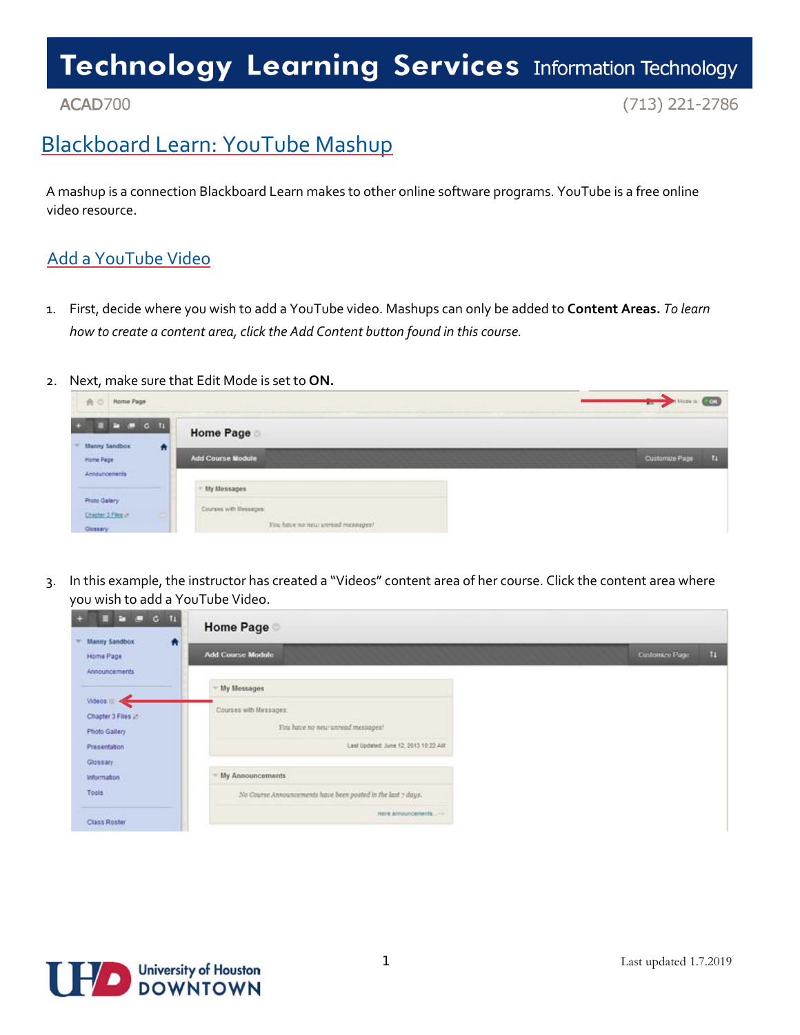# Technology Learning Services Information Technology

ACAD700 (713) 221-2786

## Blackboard Learn: YouTube Mashup

A mashup is a connection Blackboard Learn makes to other online software programs. YouTube is a free online video resource.

### Add a YouTube Video

1. First, decide where you wish to add a YouTube video. Mashups can only be added to **Content Areas.** *To learn how to create a content area, click the Add Content button found in this course.*

2. Next, make sure that Edit Mode is set to **ON.**

3. In this example, the instructor has created a "Videos" content area of her course. Click the content area where you wish to add a YouTube Video.

Last updated 1.7.2019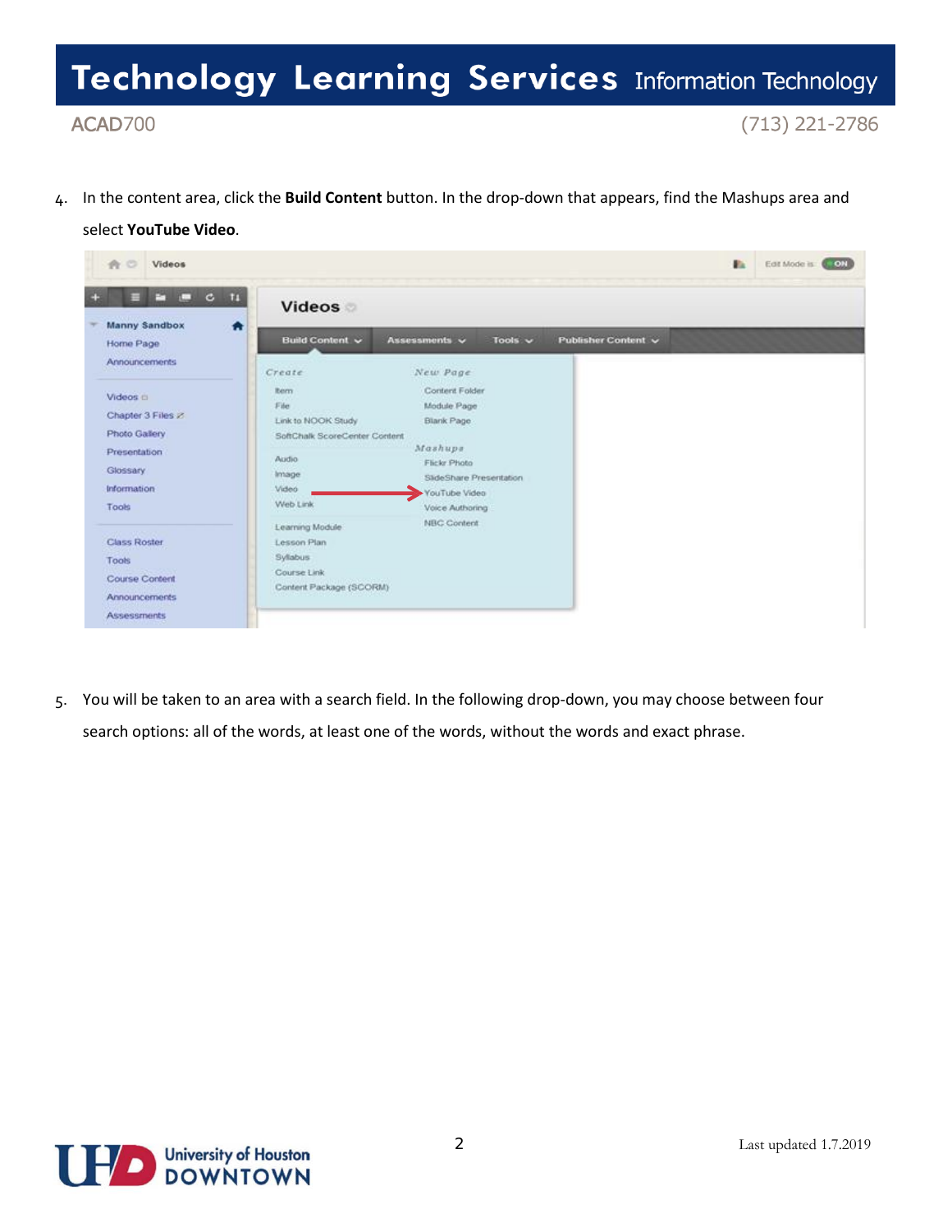4. In the content area, click the **Build Content** button. In the drop-down that appears, find the Mashups area and select **YouTube Video**.

5. You will be taken to an area with a search field. In the following drop-down, you may choose between four search options: all of the words, at least one of the words, without the words and exact phrase.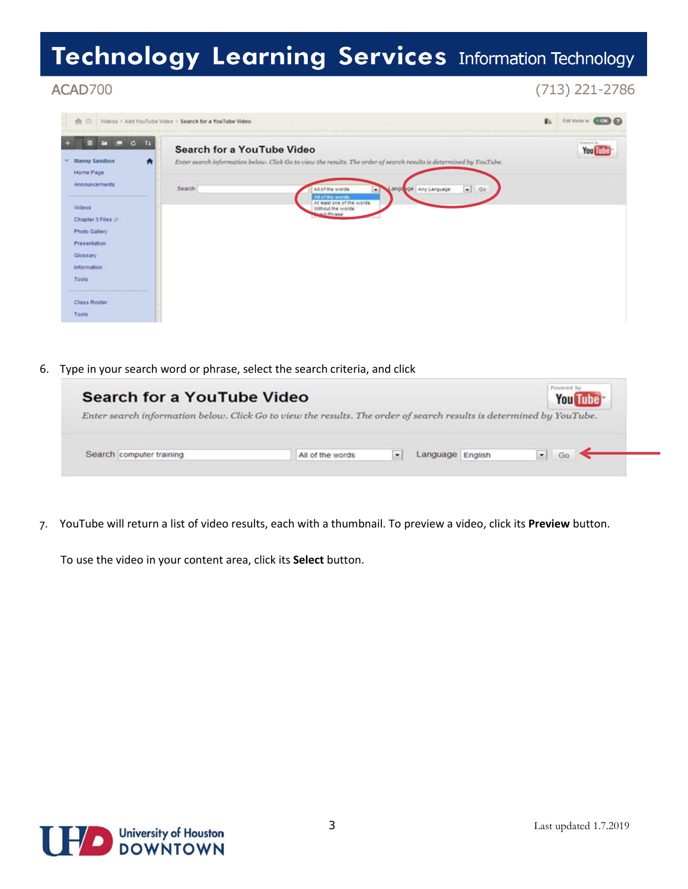6. Type in your search word or phrase, select the search criteria, and click

7. YouTube will return a list of video results, each with a thumbnail. To preview a video, click its **Preview** button.

   To use the video in your content area, click its **Select** button.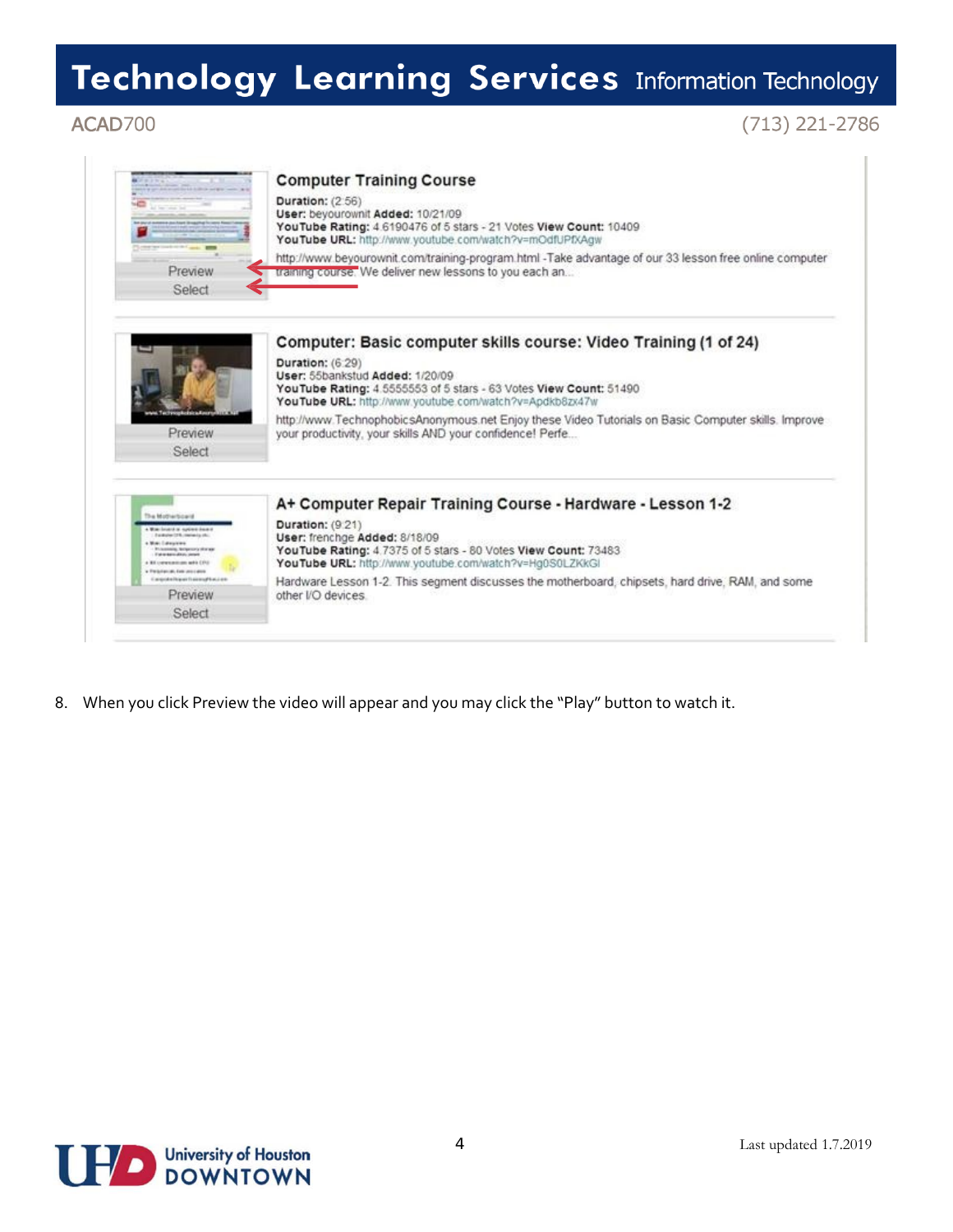**Computer Training Course**

**Duration:** (2:56)
**User:** beyourownit **Added:** 10/21/09
**YouTube Rating:** 4.6190476 of 5 stars - 21 Votes **View Count:** 10409
**YouTube URL:** http://www.youtube.com/watch?v=mOdfUPfXAgw

http://www.beyourownit.com/training-program.html -Take advantage of our 33 lesson free online computer training course. We deliver new lessons to you each an...

Preview
Select

**Computer: Basic computer skills course: Video Training (1 of 24)**

**Duration:** (6:29)
**User:** 55bankstud **Added:** 1/20/09
**YouTube Rating:** 4.5555553 of 5 stars - 63 Votes **View Count:** 51490
**YouTube URL:** http://www.youtube.com/watch?v=Apdkb8zx47w

http://www.TechnophobicsAnonymous.net Enjoy these Video Tutorials on Basic Computer skills. Improve your productivity, your skills AND your confidence! Perfe...

Preview
Select

**A+ Computer Repair Training Course - Hardware - Lesson 1-2**

**Duration:** (9:21)
**User:** frenchge **Added:** 8/18/09
**YouTube Rating:** 4.7375 of 5 stars - 80 Votes **View Count:** 73483
**YouTube URL:** http://www.youtube.com/watch?v=Hg0S0LZKkGI

Hardware Lesson 1-2. This segment discusses the motherboard, chipsets, hard drive, RAM, and some other I/O devices.

Preview
Select

8. When you click Preview the video will appear and you may click the "Play" button to watch it.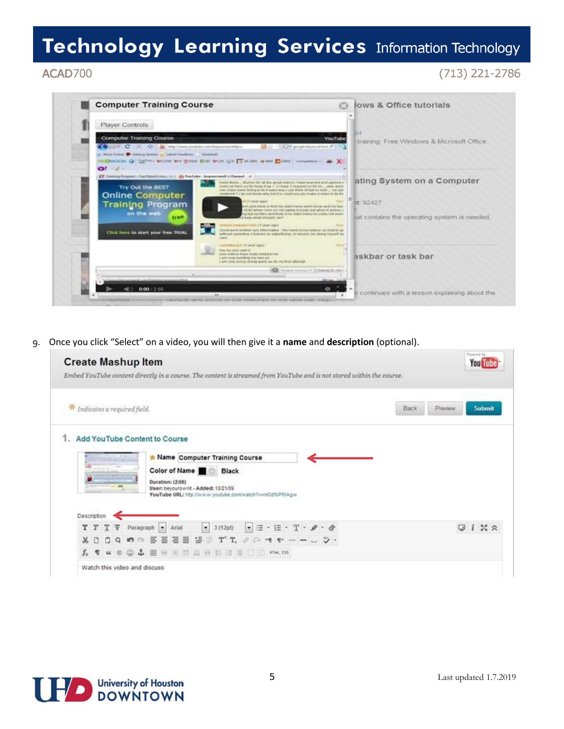9. Once you click “Select” on a video, you will then give it a **name** and **description** (optional).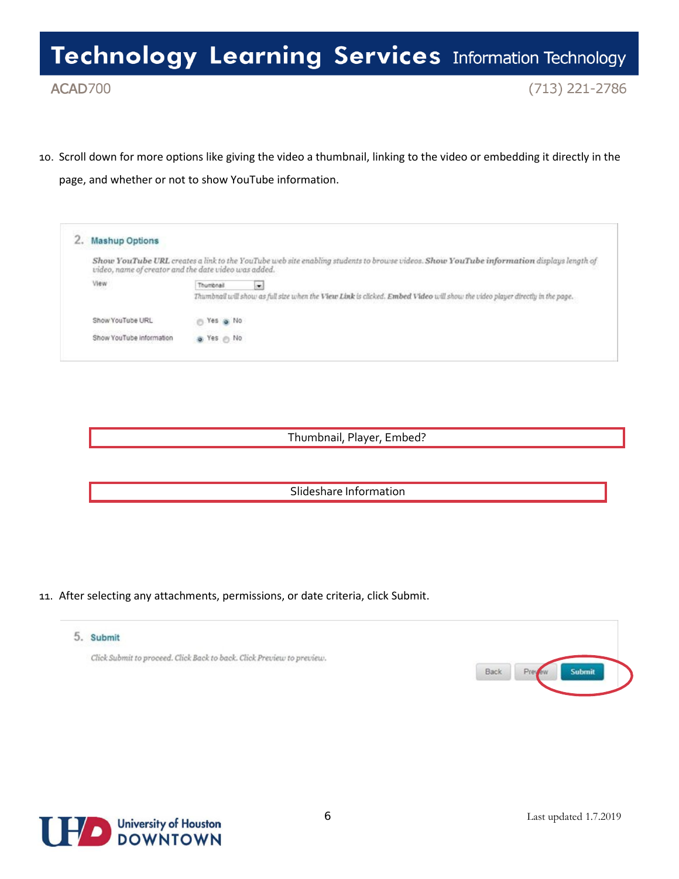10. Scroll down for more options like giving the video a thumbnail, linking to the video or embedding it directly in the page, and whether or not to show YouTube information.

**2. Mashup Options**

*Show YouTube URL creates a link to the YouTube web site enabling students to browse videos. Show YouTube information displays length of video, name of creator and the date video was added.*

View: Thumbnail

*Thumbnail will show as full size when the View Link is clicked. Embed Video will show the video player directly in the page.*

Show YouTube URL: Yes / No

Show YouTube information: Yes / No

Thumbnail, Player, Embed?

Slideshare Information

11. After selecting any attachments, permissions, or date criteria, click Submit.

**5. Submit**

*Click Submit to proceed. Click Back to back. Click Preview to preview.*

Back | Preview | Submit

Last updated 1.7.2019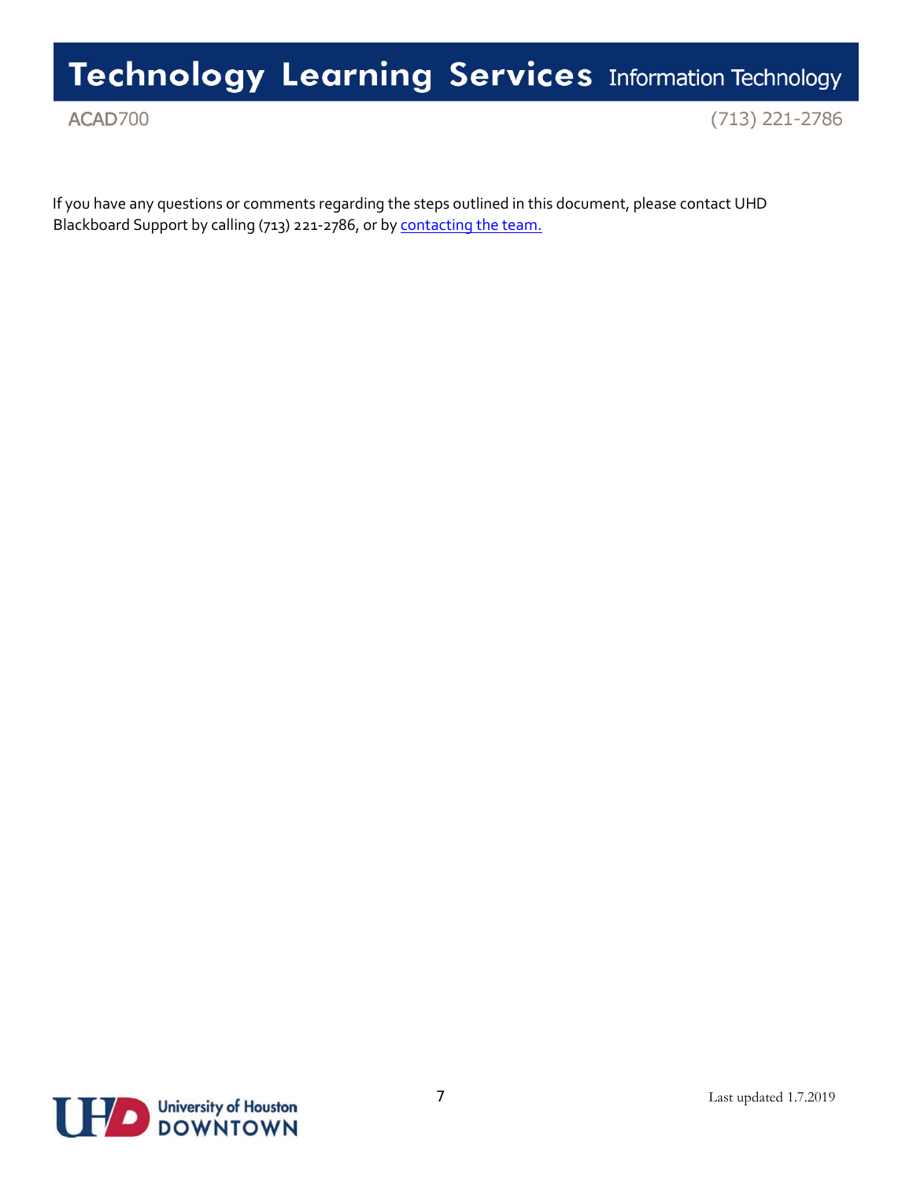If you have any questions or comments regarding the steps outlined in this document, please contact UHD Blackboard Support by calling (713) 221-2786, or by contacting the team.